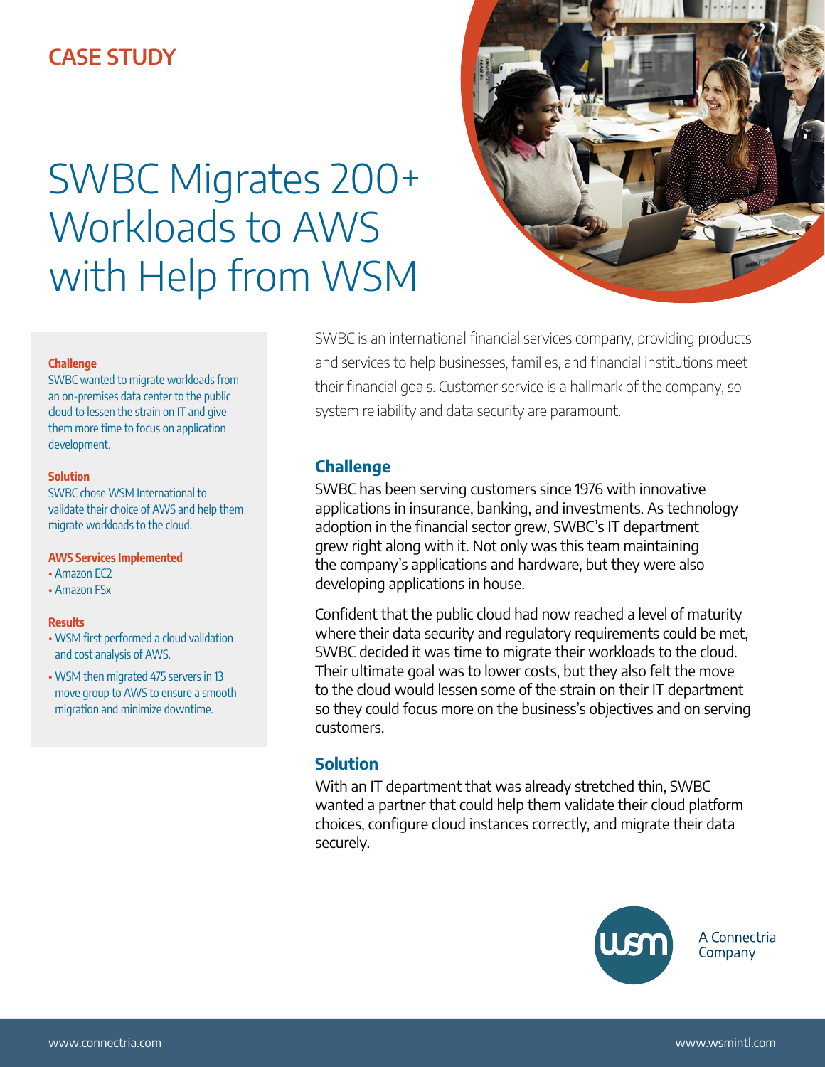CASE STUDY

# SWBC Migrates 200+ Workloads to AWS with Help from WSM

**Challenge**
SWBC wanted to migrate workloads from an on-premises data center to the public cloud to lessen the strain on IT and give them more time to focus on application development.

**Solution**
SWBC chose WSM International to validate their choice of AWS and help them migrate workloads to the cloud.

**AWS Services Implemented**
- Amazon EC2
- Amazon FSx

**Results**
- WSM first performed a cloud validation and cost analysis of AWS.
- WSM then migrated 475 servers in 13 move group to AWS to ensure a smooth migration and minimize downtime.

SWBC is an international financial services company, providing products and services to help businesses, families, and financial institutions meet their financial goals. Customer service is a hallmark of the company, so system reliability and data security are paramount.

## Challenge

SWBC has been serving customers since 1976 with innovative applications in insurance, banking, and investments. As technology adoption in the financial sector grew, SWBC's IT department grew right along with it. Not only was this team maintaining the company's applications and hardware, but they were also developing applications in house.

Confident that the public cloud had now reached a level of maturity where their data security and regulatory requirements could be met, SWBC decided it was time to migrate their workloads to the cloud. Their ultimate goal was to lower costs, but they also felt the move to the cloud would lessen some of the strain on their IT department so they could focus more on the business's objectives and on serving customers.

## Solution

With an IT department that was already stretched thin, SWBC wanted a partner that could help them validate their cloud platform choices, configure cloud instances correctly, and migrate their data securely.

wsm | A Connectria Company

www.connectria.com www.wsmintl.com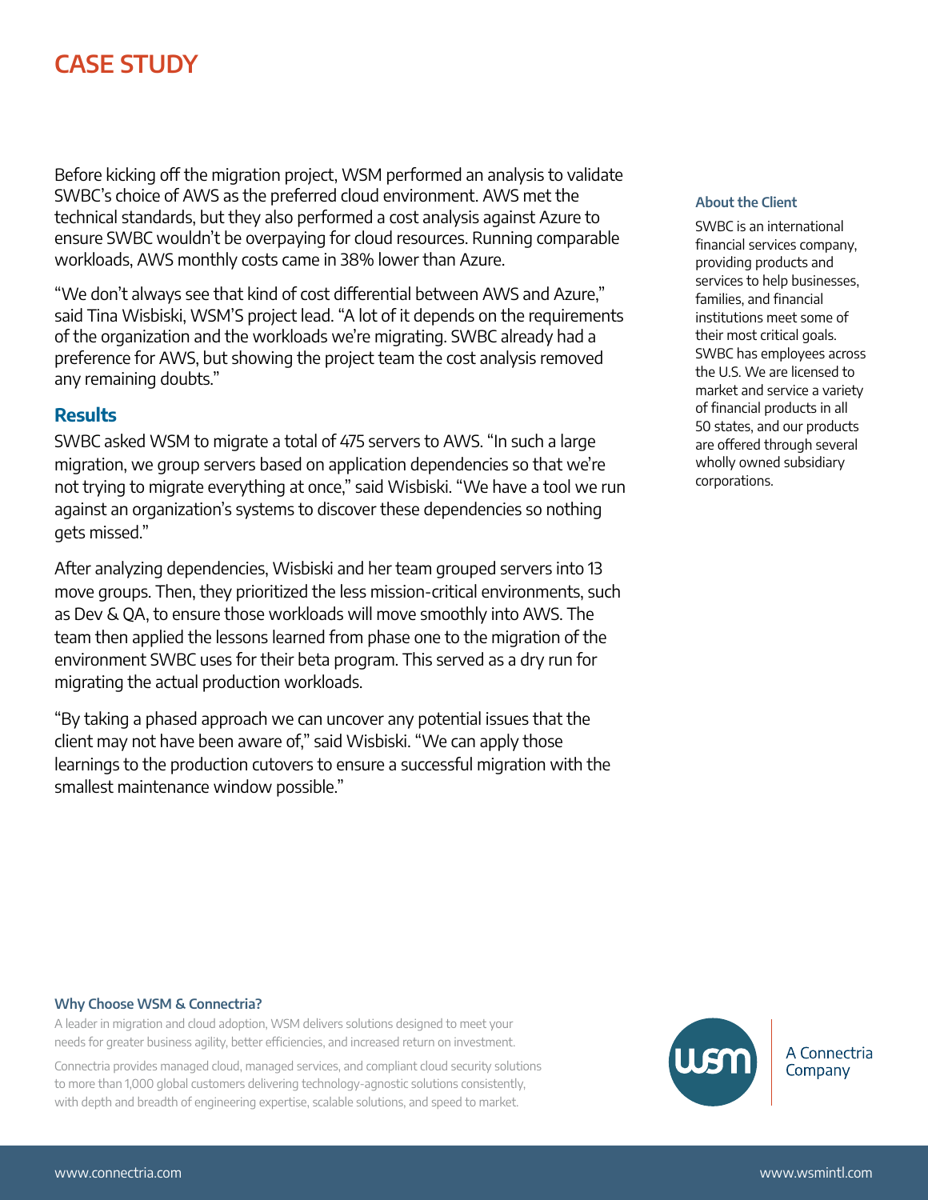# CASE STUDY

Before kicking off the migration project, WSM performed an analysis to validate SWBC's choice of AWS as the preferred cloud environment. AWS met the technical standards, but they also performed a cost analysis against Azure to ensure SWBC wouldn't be overpaying for cloud resources. Running comparable workloads, AWS monthly costs came in 38% lower than Azure.

"We don't always see that kind of cost differential between AWS and Azure," said Tina Wisbiski, WSM'S project lead. "A lot of it depends on the requirements of the organization and the workloads we're migrating. SWBC already had a preference for AWS, but showing the project team the cost analysis removed any remaining doubts."

## Results

SWBC asked WSM to migrate a total of 475 servers to AWS. "In such a large migration, we group servers based on application dependencies so that we're not trying to migrate everything at once," said Wisbiski. "We have a tool we run against an organization's systems to discover these dependencies so nothing gets missed."

After analyzing dependencies, Wisbiski and her team grouped servers into 13 move groups. Then, they prioritized the less mission-critical environments, such as Dev & QA, to ensure those workloads will move smoothly into AWS. The team then applied the lessons learned from phase one to the migration of the environment SWBC uses for their beta program. This served as a dry run for migrating the actual production workloads.

"By taking a phased approach we can uncover any potential issues that the client may not have been aware of," said Wisbiski. "We can apply those learnings to the production cutovers to ensure a successful migration with the smallest maintenance window possible."

### About the Client

SWBC is an international financial services company, providing products and services to help businesses, families, and financial institutions meet some of their most critical goals. SWBC has employees across the U.S. We are licensed to market and service a variety of financial products in all 50 states, and our products are offered through several wholly owned subsidiary corporations.

### Why Choose WSM & Connectria?

A leader in migration and cloud adoption, WSM delivers solutions designed to meet your needs for greater business agility, better efficiencies, and increased return on investment.

Connectria provides managed cloud, managed services, and compliant cloud security solutions to more than 1,000 global customers delivering technology-agnostic solutions consistently, with depth and breadth of engineering expertise, scalable solutions, and speed to market.

wsm

A Connectria Company

www.connectria.com

www.wsmintl.com